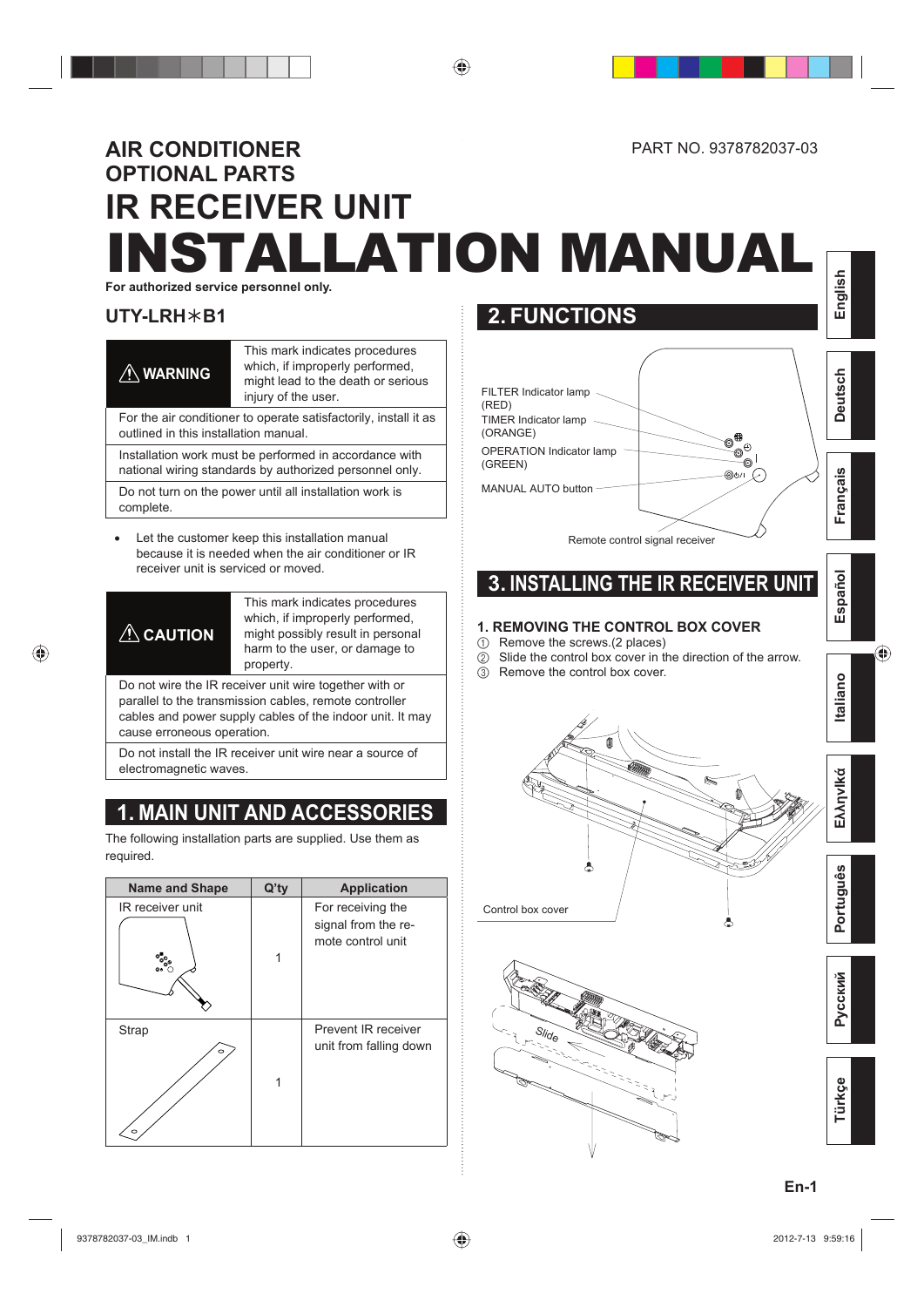# AIR CONDITIONER
# OPTIONAL PARTS
# IR RECEIVER UNIT

# INSTALLATION MANUAL

PART NO. 9378782037-03

**For authorized service personnel only.**

## UTY-LRH*B1

| | |
|---|---|
| ⚠ **WARNING** | This mark indicates procedures which, if improperly performed, might lead to the death or serious injury of the user. |

For the air conditioner to operate satisfactorily, install it as outlined in this installation manual.

Installation work must be performed in accordance with national wiring standards by authorized personnel only.

Do not turn on the power until all installation work is complete.

- Let the customer keep this installation manual because it is needed when the air conditioner or IR receiver unit is serviced or moved.

| | |
|---|---|
| ⚠ **CAUTION** | This mark indicates procedures which, if improperly performed, might possibly result in personal harm to the user, or damage to property. |

Do not wire the IR receiver unit wire together with or parallel to the transmission cables, remote controller cables and power supply cables of the indoor unit. It may cause erroneous operation.

Do not install the IR receiver unit wire near a source of electromagnetic waves.

## 1. MAIN UNIT AND ACCESSORIES

The following installation parts are supplied. Use them as required.

| Name and Shape | Q'ty | Application |
|---|---|---|
| IR receiver unit | 1 | For receiving the signal from the remote control unit |
| Strap | 1 | Prevent IR receiver unit from falling down |

## 2. FUNCTIONS

FILTER Indicator lamp (RED)

TIMER Indicator lamp (ORANGE)

OPERATION Indicator lamp (GREEN)

MANUAL AUTO button

Remote control signal receiver

## 3. INSTALLING THE IR RECEIVER UNIT

### 1. REMOVING THE CONTROL BOX COVER

① Remove the screws.(2 places)
② Slide the control box cover in the direction of the arrow.
③ Remove the control box cover.

Control box cover

Slide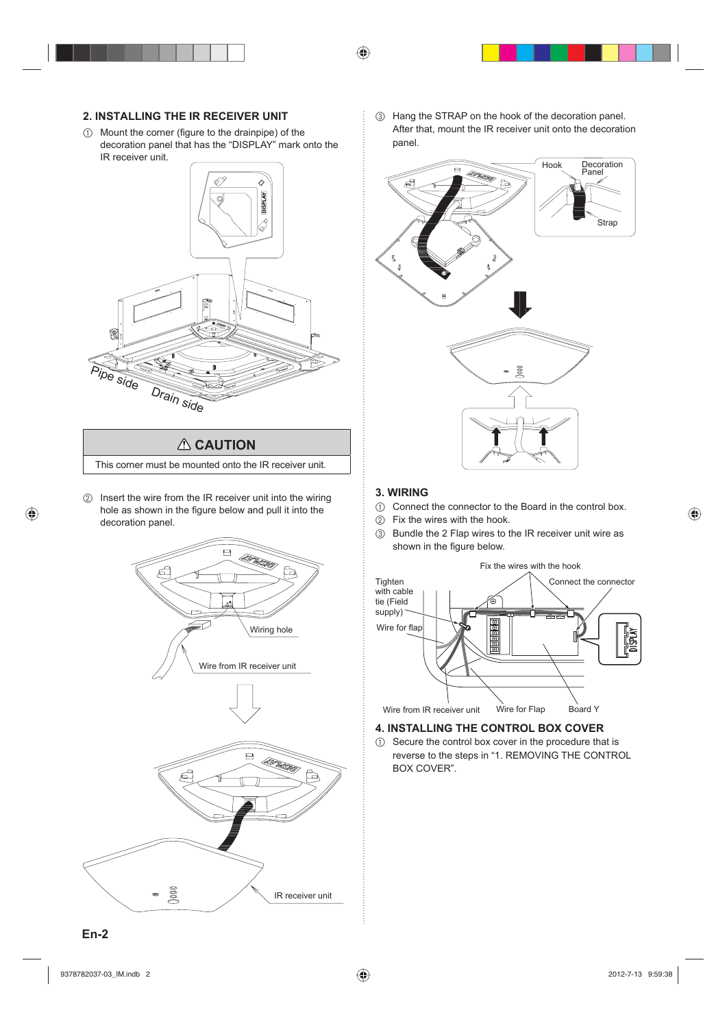## 2. INSTALLING THE IR RECEIVER UNIT

① Mount the corner (figure to the drainpipe) of the decoration panel that has the “DISPLAY” mark onto the IR receiver unit.

DISPLAY

Pipe side

Drain side

| ⚠ CAUTION |
| --- |
| This corner must be mounted onto the IR receiver unit. |

② Insert the wire from the IR receiver unit into the wiring hole as shown in the figure below and pull it into the decoration panel.

Wiring hole

Wire from IR receiver unit

IR receiver unit

③ Hang the STRAP on the hook of the decoration panel. After that, mount the IR receiver unit onto the decoration panel.

Hook

Decoration Panel

Strap

## 3. WIRING

① Connect the connector to the Board in the control box.
② Fix the wires with the hook.
③ Bundle the 2 Flap wires to the IR receiver unit wire as shown in the figure below.

Fix the wires with the hook

Tighten with cable tie (Field supply)

Connect the connector

Wire for flap

DISPLAY

Wire from IR receiver unit

Wire for Flap

Board Y

## 4. INSTALLING THE CONTROL BOX COVER

① Secure the control box cover in the procedure that is reverse to the steps in “1. REMOVING THE CONTROL BOX COVER”.